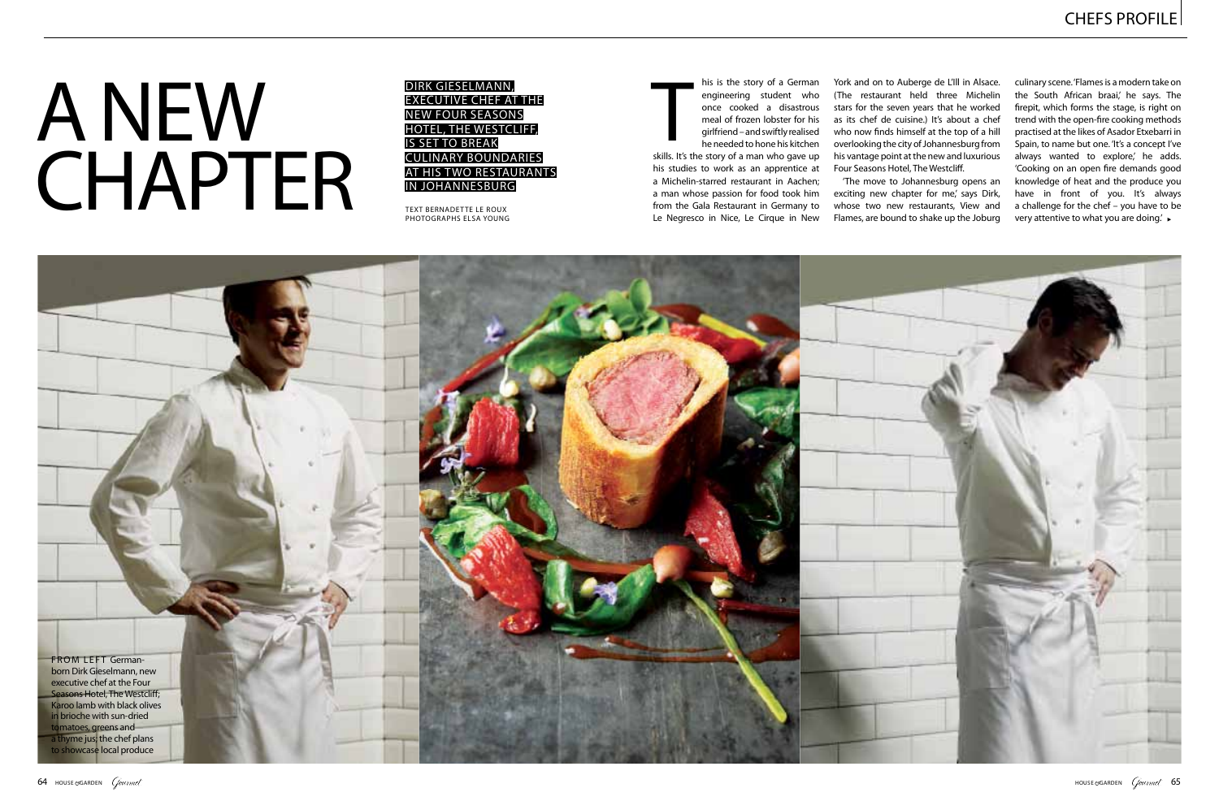# A NEW CHAPTER

**DIRK GIESELMANN, EXECUTIVE CHEF AT THE NEW FOUR SEASONS HOTEL, THE WESTCLIFF, IS SET TO BREAK CULINARY BOUNDARIES AT HIS TWO RESTAURANTS IN JOHANNESBURG**

TEXT BERNADETTE LE ROUX
PHOTOGRAPHS ELSA YOUNG

This is the story of a German engineering student who once cooked a disastrous meal of frozen lobster for his girlfriend – and swiftly realised he needed to hone his kitchen skills. It's the story of a man who gave up his studies to work as an apprentice at a Michelin-starred restaurant in Aachen; a man whose passion for food took him from the Gala Restaurant in Germany to Le Negresco in Nice, Le Cirque in New York and on to Auberge de L'Ill in Alsace. (The restaurant held three Michelin stars for the seven years that he worked as its chef de cuisine.) It's about a chef who now finds himself at the top of a hill overlooking the city of Johannesburg from his vantage point at the new and luxurious Four Seasons Hotel, The Westcliff.

'The move to Johannesburg opens an exciting new chapter for me,' says Dirk, whose two new restaurants, View and Flames, are bound to shake up the Joburg culinary scene. 'Flames is a modern take on the South African braai,' he says. The firepit, which forms the stage, is right on trend with the open-fire cooking methods practised at the likes of Asador Etxebarri in Spain, to name but one. 'It's a concept I've always wanted to explore,' he adds. 'Cooking on an open fire demands good knowledge of heat and the produce you have in front of you. It's always a challenge for the chef – you have to be very attentive to what you are doing.'

FROM LEFT German-born Dirk Gieselmann, new executive chef at the Four Seasons Hotel, The Westcliff; Karoo lamb with black olives in brioche with sun-dried tomatoes, greens and a thyme jus; the chef plans to showcase local produce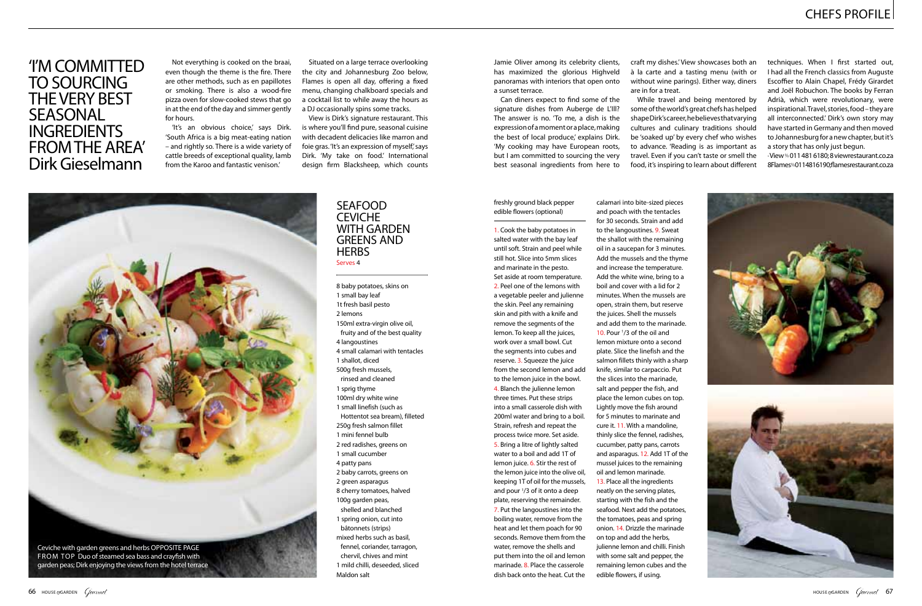# 'I'M COMMITTED TO SOURCING THE VERY BEST SEASONAL INGREDIENTS FROM THE AREA' Dirk Gieselmann

Not everything is cooked on the braai, even though the theme is the fire. There are other methods, such as en papillotes or smoking. There is also a wood-fire pizza oven for slow-cooked stews that go in at the end of the day and simmer gently for hours.

'It's an obvious choice,' says Dirk. 'South Africa is a big meat-eating nation – and rightly so. There is a wide variety of cattle breeds of exceptional quality, lamb from the Karoo and fantastic venison.'

Situated on a large terrace overlooking the city and Johannesburg Zoo below, Flames is open all day, offering a fixed menu, changing chalkboard specials and a cocktail list to while away the hours as a DJ occasionally spins some tracks.

View is Dirk's signature restaurant. This is where you'll find pure, seasonal cuisine with decadent delicacies like marron and foie gras. 'It's an expression of myself,' says Dirk. 'My take on food.' International design firm Blacksheep, which counts Jamie Oliver among its celebrity clients, has maximized the glorious Highveld panoramas with interiors that open onto a sunset terrace.

Can diners expect to find some of the signature dishes from Auberge de L'Ill? The answer is no. 'To me, a dish is the expression of a moment or a place, making the best of local produce,' explains Dirk. 'My cooking may have European roots, but I am committed to sourcing the very best seasonal ingredients from here to craft my dishes.' View showcases both an à la carte and a tasting menu (with or without wine parings). Either way, diners are in for a treat.

While travel and being mentored by some of the world's great chefs has helped shape Dirk's career, he believes that varying cultures and culinary traditions should be 'soaked up' by every chef who wishes to advance. 'Reading is as important as travel. Even if you can't taste or smell the food, it's inspiring to learn about different techniques. When I first started out, I had all the French classics from Auguste Escoffier to Alain Chapel, Frédy Girardet and Joël Robuchon. The books by Ferran Adrià, which were revolutionary, were inspirational. Travel, stories, food – they are all interconnected.' Dirk's own story may have started in Germany and then moved to Johannesburg for a new chapter, but it's a story that has only just begun.

- View 011 481 6180; 8 viewrestaurant.co.za 8Flames 0114816190;flamesrestaurant.co.za

Ceviche with garden greens and herbs OPPOSITE PAGE FROM TOP Duo of steamed sea bass and crayfish with garden peas; Dirk enjoying the views from the hotel terrace

## SEAFOOD CEVICHE WITH GARDEN GREENS AND HERBS

Serves 4

- 8 baby potatoes, skins on
- 1 small bay leaf
- 1t fresh basil pesto
- 2 lemons
- 150ml extra-virgin olive oil, fruity and of the best quality
- 4 langoustines
- 4 small calamari with tentacles
- 1 shallot, diced
- 500g fresh mussels, rinsed and cleaned
- 1 sprig thyme
- 100ml dry white wine
- 1 small linefish (such as Hottentot sea bream), filleted
- 250g fresh salmon fillet
- 1 mini fennel bulb
- 2 red radishes, greens on
- 1 small cucumber
- 4 patty pans
- 2 baby carrots, greens on
- 2 green asparagus
- 8 cherry tomatoes, halved
- 100g garden peas, shelled and blanched
- 1 spring onion, cut into bâtonnets (strips)
- mixed herbs such as basil, fennel, coriander, tarragon, chervil, chives and mint
- 1 mild chilli, deseeded, sliced
- Maldon salt
- freshly ground black pepper
- edible flowers (optional)

1. Cook the baby potatoes in salted water with the bay leaf until soft. Strain and peel while still hot. Slice into 5mm slices and marinate in the pesto. Set aside at room temperature. 2. Peel one of the lemons with a vegetable peeler and julienne the skin. Peel any remaining skin and pith with a knife and remove the segments of the lemon. To keep all the juices, work over a small bowl. Cut the segments into cubes and reserve. 3. Squeeze the juice from the second lemon and add to the lemon juice in the bowl. 4. Blanch the julienne lemon three times. Put these strips into a small casserole dish with 200ml water and bring to a boil. Strain, refresh and repeat the process twice more. Set aside. 5. Bring a litre of lightly salted water to a boil and add 1T of lemon juice. 6. Stir the rest of the lemon juice into the olive oil, keeping 1T of oil for the mussels, and pour 1/3 of it onto a deep plate, reserving the remainder. 7. Put the langoustines into the boiling water, remove from the heat and let them poach for 90 seconds. Remove them from the water, remove the shells and put them into the oil and lemon marinade. 8. Place the casserole dish back onto the heat. Cut the calamari into bite-sized pieces and poach with the tentacles for 30 seconds. Strain and add to the langoustines. 9. Sweat the shallot with the remaining oil in a saucepan for 3 minutes. Add the mussels and the thyme and increase the temperature. Add the white wine, bring to a boil and cover with a lid for 2 minutes. When the mussels are open, strain them, but reserve the juices. Shell the mussels and add them to the marinade. 10. Pour 1/3 of the oil and lemon mixture onto a second plate. Slice the linefish and the salmon fillets thinly with a sharp knife, similar to carpaccio. Put the slices into the marinade, salt and pepper the fish, and place the lemon cubes on top. Lightly move the fish around for 5 minutes to marinate and cure it. 11. With a mandoline, thinly slice the fennel, radishes, cucumber, patty pans, carrots and asparagus. 12. Add 1T of the mussel juices to the remaining oil and lemon marinade. 13. Place all the ingredients neatly on the serving plates, starting with the fish and the seafood. Next add the potatoes, the tomatoes, peas and spring onion. 14. Drizzle the marinade on top and add the herbs, julienne lemon and chilli. Finish with some salt and pepper, the remaining lemon cubes and the edible flowers, if using.